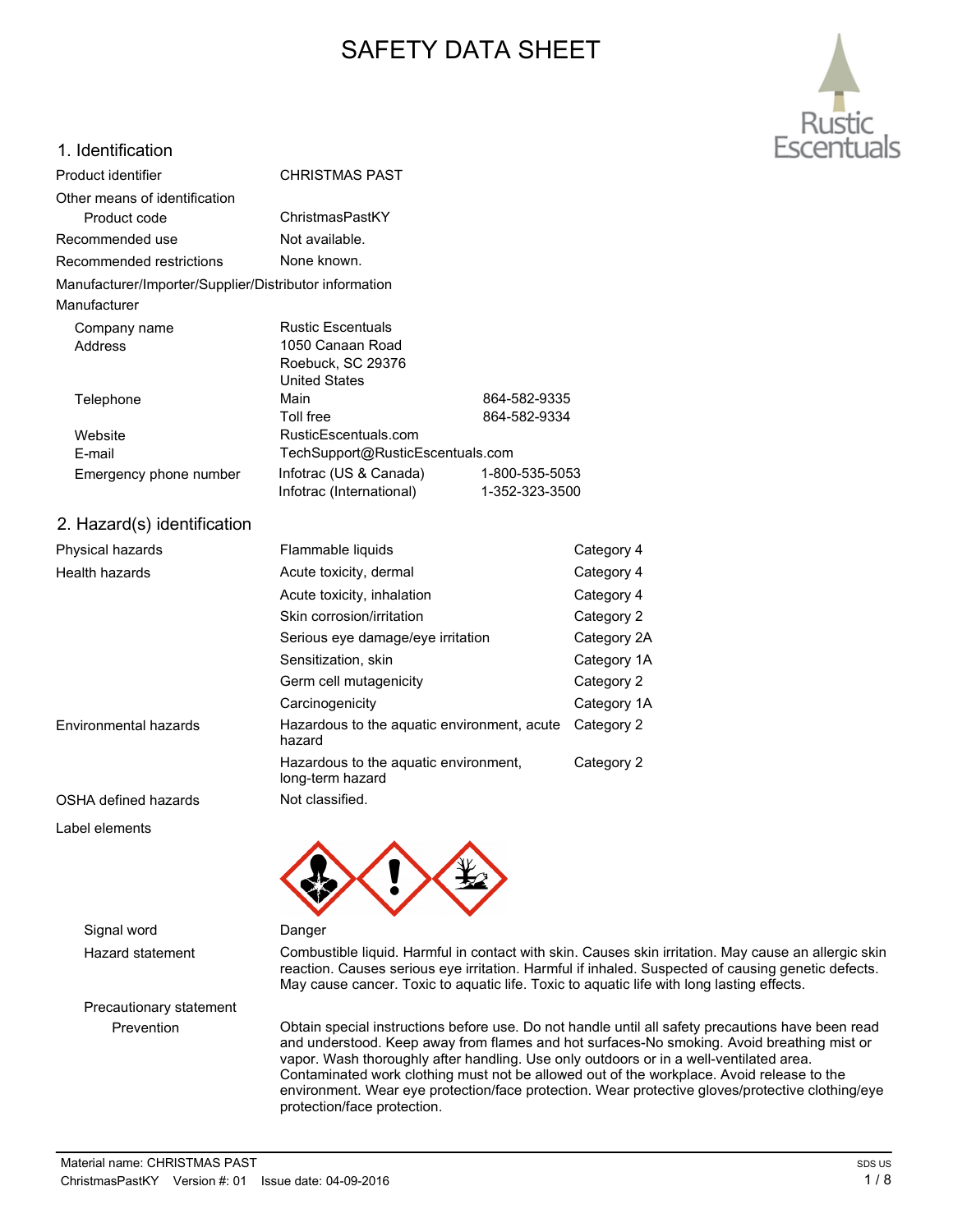# SAFETY DATA SHEET

## 1. Identification

| | | |
|---|---|---|
| Product identifier | CHRISTMAS PAST | |
| Other means of identification | | |
| Product code | ChristmasPastKY | |
| Recommended use | Not available. | |
| Recommended restrictions | None known. | |

**Manufacturer/Importer/Supplier/Distributor information**

**Manufacturer**

| | | |
|---|---|---|
| Company name | Rustic Escentuals | |
| Address | 1050 Canaan Road<br>Roebuck, SC 29376<br>United States | |
| Telephone | Main | 864-582-9335 |
| | Toll free | 864-582-9334 |
| Website | RusticEscentuals.com | |
| E-mail | TechSupport@RusticEscentuals.com | |
| Emergency phone number | Infotrac (US & Canada) | 1-800-535-5053 |
| | Infotrac (International) | 1-352-323-3500 |

## 2. Hazard(s) identification

| | | |
|---|---|---|
| Physical hazards | Flammable liquids | Category 4 |
| Health hazards | Acute toxicity, dermal | Category 4 |
| | Acute toxicity, inhalation | Category 4 |
| | Skin corrosion/irritation | Category 2 |
| | Serious eye damage/eye irritation | Category 2A |
| | Sensitization, skin | Category 1A |
| | Germ cell mutagenicity | Category 2 |
| | Carcinogenicity | Category 1A |
| Environmental hazards | Hazardous to the aquatic environment, acute hazard | Category 2 |
| | Hazardous to the aquatic environment, long-term hazard | Category 2 |
| OSHA defined hazards | Not classified. | |

**Label elements**

**Signal word** Danger

**Hazard statement** Combustible liquid. Harmful in contact with skin. Causes skin irritation. May cause an allergic skin reaction. Causes serious eye irritation. Harmful if inhaled. Suspected of causing genetic defects. May cause cancer. Toxic to aquatic life. Toxic to aquatic life with long lasting effects.

**Precautionary statement**

**Prevention** Obtain special instructions before use. Do not handle until all safety precautions have been read and understood. Keep away from flames and hot surfaces-No smoking. Avoid breathing mist or vapor. Wash thoroughly after handling. Use only outdoors or in a well-ventilated area. Contaminated work clothing must not be allowed out of the workplace. Avoid release to the environment. Wear eye protection/face protection. Wear protective gloves/protective clothing/eye protection/face protection.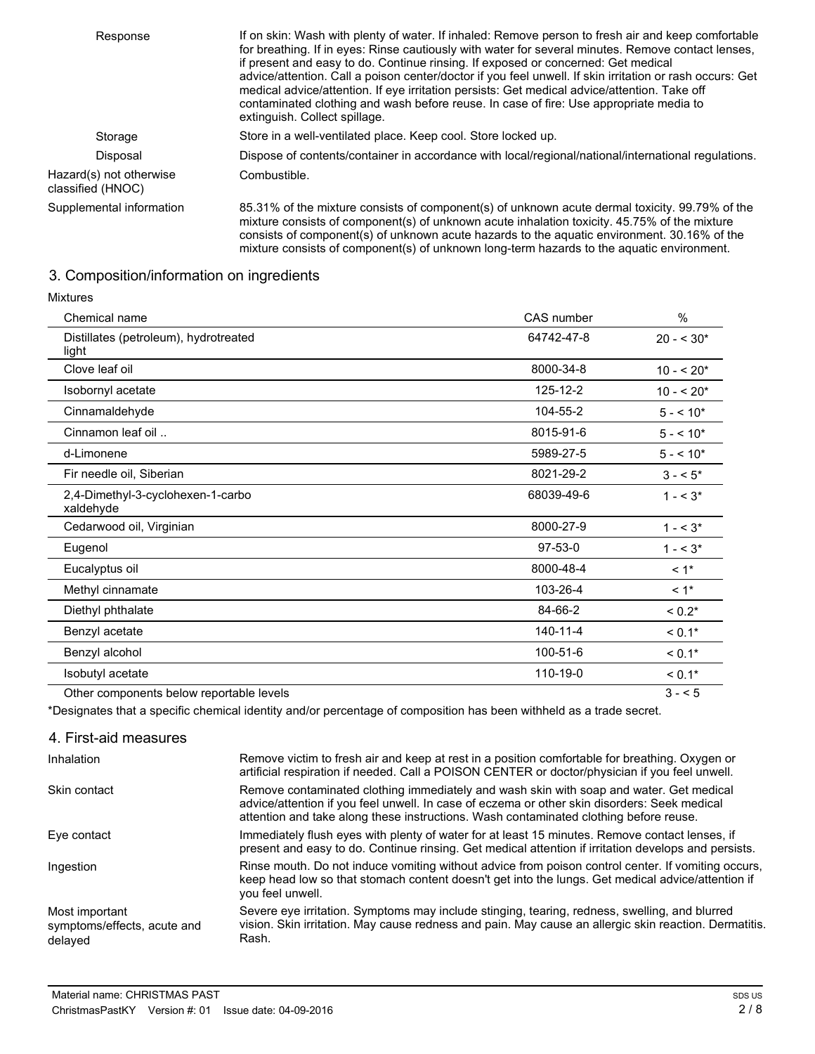| | |
|---|---|
| Response | If on skin: Wash with plenty of water. If inhaled: Remove person to fresh air and keep comfortable for breathing. If in eyes: Rinse cautiously with water for several minutes. Remove contact lenses, if present and easy to do. Continue rinsing. If exposed or concerned: Get medical advice/attention. Call a poison center/doctor if you feel unwell. If skin irritation or rash occurs: Get medical advice/attention. If eye irritation persists: Get medical advice/attention. Take off contaminated clothing and wash before reuse. In case of fire: Use appropriate media to extinguish. Collect spillage. |
| Storage | Store in a well-ventilated place. Keep cool. Store locked up. |
| Disposal | Dispose of contents/container in accordance with local/regional/national/international regulations. |
| Hazard(s) not otherwise classified (HNOC) | Combustible. |
| Supplemental information | 85.31% of the mixture consists of component(s) of unknown acute dermal toxicity. 99.79% of the mixture consists of component(s) of unknown acute inhalation toxicity. 45.75% of the mixture consists of component(s) of unknown acute hazards to the aquatic environment. 30.16% of the mixture consists of component(s) of unknown long-term hazards to the aquatic environment. |

## 3. Composition/information on ingredients

Mixtures

| Chemical name | CAS number | % |
|---|---|---|
| Distillates (petroleum), hydrotreated light | 64742-47-8 | 20 - < 30* |
| Clove leaf oil | 8000-34-8 | 10 - < 20* |
| Isobornyl acetate | 125-12-2 | 10 - < 20* |
| Cinnamaldehyde | 104-55-2 | 5 - < 10* |
| Cinnamon leaf oil .. | 8015-91-6 | 5 - < 10* |
| d-Limonene | 5989-27-5 | 5 - < 10* |
| Fir needle oil, Siberian | 8021-29-2 | 3 - < 5* |
| 2,4-Dimethyl-3-cyclohexen-1-carbo xaldehyde | 68039-49-6 | 1 - < 3* |
| Cedarwood oil, Virginian | 8000-27-9 | 1 - < 3* |
| Eugenol | 97-53-0 | 1 - < 3* |
| Eucalyptus oil | 8000-48-4 | < 1* |
| Methyl cinnamate | 103-26-4 | < 1* |
| Diethyl phthalate | 84-66-2 | < 0.2* |
| Benzyl acetate | 140-11-4 | < 0.1* |
| Benzyl alcohol | 100-51-6 | < 0.1* |
| Isobutyl acetate | 110-19-0 | < 0.1* |
| Other components below reportable levels | | 3 - < 5 |

*Designates that a specific chemical identity and/or percentage of composition has been withheld as a trade secret.

## 4. First-aid measures

| | |
|---|---|
| Inhalation | Remove victim to fresh air and keep at rest in a position comfortable for breathing. Oxygen or artificial respiration if needed. Call a POISON CENTER or doctor/physician if you feel unwell. |
| Skin contact | Remove contaminated clothing immediately and wash skin with soap and water. Get medical advice/attention if you feel unwell. In case of eczema or other skin disorders: Seek medical attention and take along these instructions. Wash contaminated clothing before reuse. |
| Eye contact | Immediately flush eyes with plenty of water for at least 15 minutes. Remove contact lenses, if present and easy to do. Continue rinsing. Get medical attention if irritation develops and persists. |
| Ingestion | Rinse mouth. Do not induce vomiting without advice from poison control center. If vomiting occurs, keep head low so that stomach content doesn't get into the lungs. Get medical advice/attention if you feel unwell. |
| Most important symptoms/effects, acute and delayed | Severe eye irritation. Symptoms may include stinging, tearing, redness, swelling, and blurred vision. Skin irritation. May cause redness and pain. May cause an allergic skin reaction. Dermatitis. Rash. |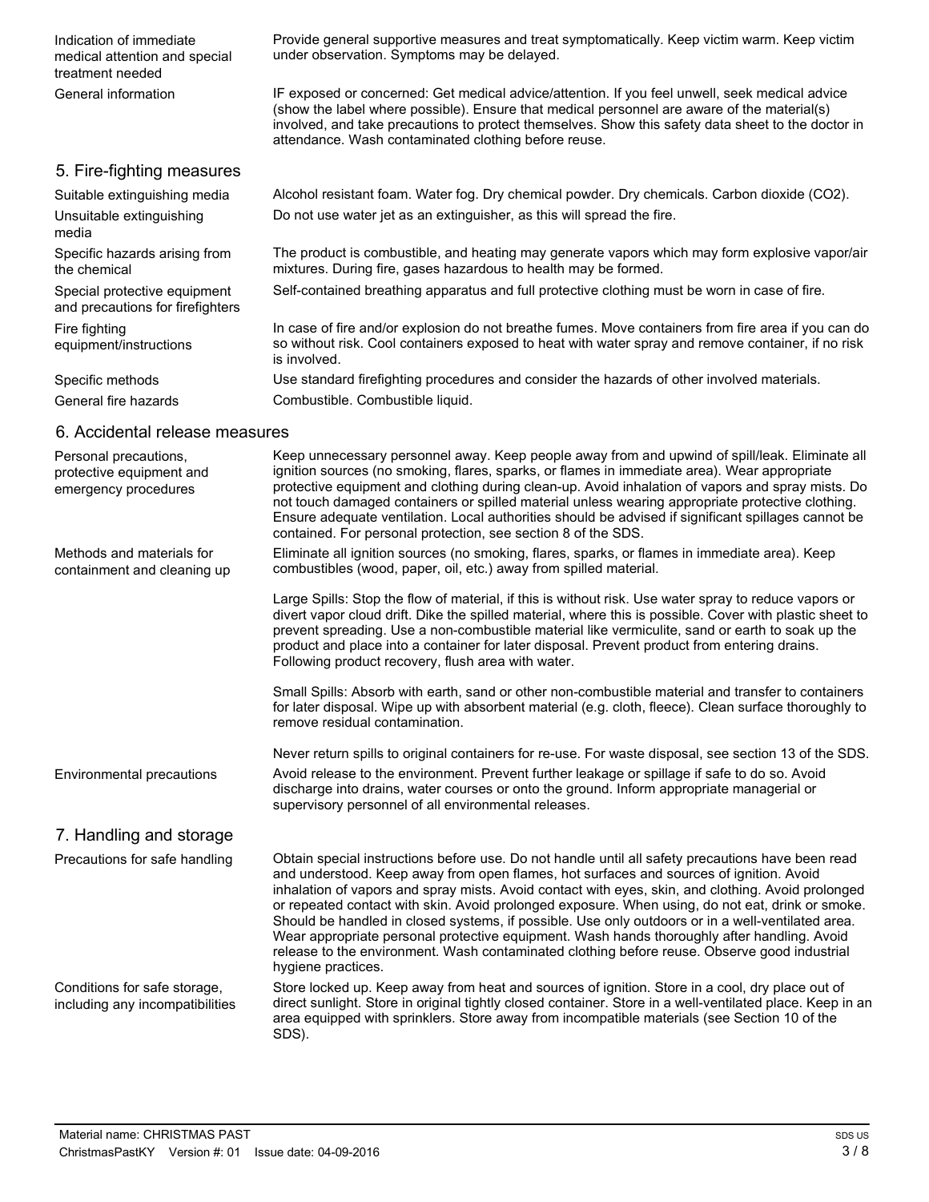| | |
|---|---|
| Indication of immediate medical attention and special treatment needed | Provide general supportive measures and treat symptomatically. Keep victim warm. Keep victim under observation. Symptoms may be delayed. |
| General information | IF exposed or concerned: Get medical advice/attention. If you feel unwell, seek medical advice (show the label where possible). Ensure that medical personnel are aware of the material(s) involved, and take precautions to protect themselves. Show this safety data sheet to the doctor in attendance. Wash contaminated clothing before reuse. |

## 5. Fire-fighting measures

| | |
|---|---|
| Suitable extinguishing media | Alcohol resistant foam. Water fog. Dry chemical powder. Dry chemicals. Carbon dioxide ($CO_2$). |
| Unsuitable extinguishing media | Do not use water jet as an extinguisher, as this will spread the fire. |
| Specific hazards arising from the chemical | The product is combustible, and heating may generate vapors which may form explosive vapor/air mixtures. During fire, gases hazardous to health may be formed. |
| Special protective equipment and precautions for firefighters | Self-contained breathing apparatus and full protective clothing must be worn in case of fire. |
| Fire fighting equipment/instructions | In case of fire and/or explosion do not breathe fumes. Move containers from fire area if you can do so without risk. Cool containers exposed to heat with water spray and remove container, if no risk is involved. |
| Specific methods | Use standard firefighting procedures and consider the hazards of other involved materials. |
| General fire hazards | Combustible. Combustible liquid. |

## 6. Accidental release measures

**Personal precautions, protective equipment and emergency procedures**

Keep unnecessary personnel away. Keep people away from and upwind of spill/leak. Eliminate all ignition sources (no smoking, flares, sparks, or flames in immediate area). Wear appropriate protective equipment and clothing during clean-up. Avoid inhalation of vapors and spray mists. Do not touch damaged containers or spilled material unless wearing appropriate protective clothing. Ensure adequate ventilation. Local authorities should be advised if significant spillages cannot be contained. For personal protection, see section 8 of the SDS.

**Methods and materials for containment and cleaning up**

Eliminate all ignition sources (no smoking, flares, sparks, or flames in immediate area). Keep combustibles (wood, paper, oil, etc.) away from spilled material.

Large Spills: Stop the flow of material, if this is without risk. Use water spray to reduce vapors or divert vapor cloud drift. Dike the spilled material, where this is possible. Cover with plastic sheet to prevent spreading. Use a non-combustible material like vermiculite, sand or earth to soak up the product and place into a container for later disposal. Prevent product from entering drains. Following product recovery, flush area with water.

Small Spills: Absorb with earth, sand or other non-combustible material and transfer to containers for later disposal. Wipe up with absorbent material (e.g. cloth, fleece). Clean surface thoroughly to remove residual contamination.

Never return spills to original containers for re-use. For waste disposal, see section 13 of the SDS.

**Environmental precautions**

Avoid release to the environment. Prevent further leakage or spillage if safe to do so. Avoid discharge into drains, water courses or onto the ground. Inform appropriate managerial or supervisory personnel of all environmental releases.

## 7. Handling and storage

**Precautions for safe handling**

Obtain special instructions before use. Do not handle until all safety precautions have been read and understood. Keep away from open flames, hot surfaces and sources of ignition. Avoid inhalation of vapors and spray mists. Avoid contact with eyes, skin, and clothing. Avoid prolonged or repeated contact with skin. Avoid prolonged exposure. When using, do not eat, drink or smoke. Should be handled in closed systems, if possible. Use only outdoors or in a well-ventilated area. Wear appropriate personal protective equipment. Wash hands thoroughly after handling. Avoid release to the environment. Wash contaminated clothing before reuse. Observe good industrial hygiene practices.

**Conditions for safe storage, including any incompatibilities**

Store locked up. Keep away from heat and sources of ignition. Store in a cool, dry place out of direct sunlight. Store in original tightly closed container. Store in a well-ventilated place. Keep in an area equipped with sprinklers. Store away from incompatible materials (see Section 10 of the SDS).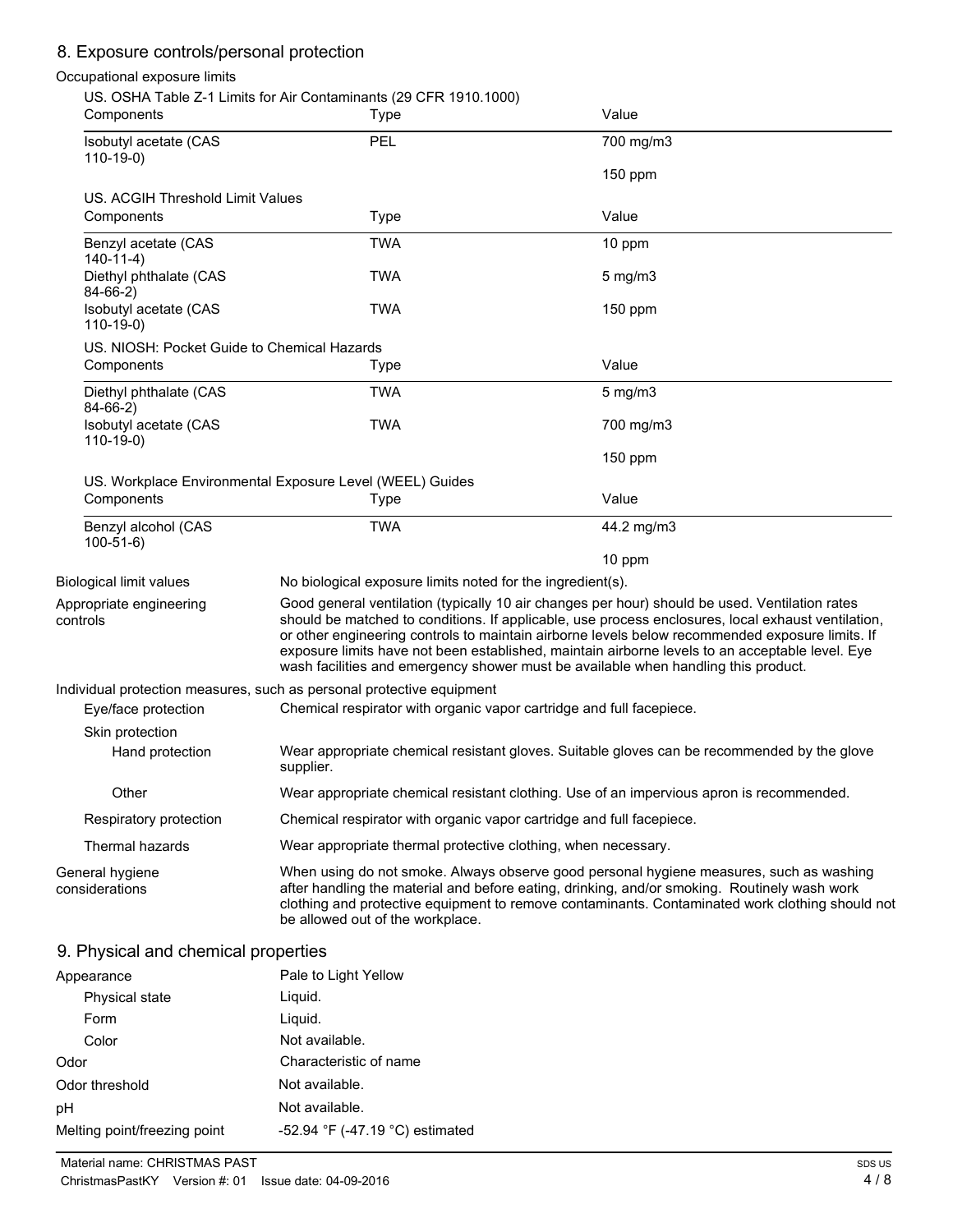## 8. Exposure controls/personal protection

Occupational exposure limits

US. OSHA Table Z-1 Limits for Air Contaminants (29 CFR 1910.1000)

| Components | Type | Value |
|---|---|---|
| Isobutyl acetate (CAS 110-19-0) | PEL | 700 mg/m3 |
| | | 150 ppm |

US. ACGIH Threshold Limit Values

| Components | Type | Value |
|---|---|---|
| Benzyl acetate (CAS 140-11-4) | TWA | 10 ppm |
| Diethyl phthalate (CAS 84-66-2) | TWA | 5 mg/m3 |
| Isobutyl acetate (CAS 110-19-0) | TWA | 150 ppm |

US. NIOSH: Pocket Guide to Chemical Hazards

| Components | Type | Value |
|---|---|---|
| Diethyl phthalate (CAS 84-66-2) | TWA | 5 mg/m3 |
| Isobutyl acetate (CAS 110-19-0) | TWA | 700 mg/m3 |
| | | 150 ppm |

US. Workplace Environmental Exposure Level (WEEL) Guides

| Components | Type | Value |
|---|---|---|
| Benzyl alcohol (CAS 100-51-6) | TWA | 44.2 mg/m3 |
| | | 10 ppm |

**Biological limit values**
No biological exposure limits noted for the ingredient(s).

**Appropriate engineering controls**
Good general ventilation (typically 10 air changes per hour) should be used. Ventilation rates should be matched to conditions. If applicable, use process enclosures, local exhaust ventilation, or other engineering controls to maintain airborne levels below recommended exposure limits. If exposure limits have not been established, maintain airborne levels to an acceptable level. Eye wash facilities and emergency shower must be available when handling this product.

**Individual protection measures, such as personal protective equipment**

**Eye/face protection**
Chemical respirator with organic vapor cartridge and full facepiece.

**Skin protection**

**Hand protection**
Wear appropriate chemical resistant gloves. Suitable gloves can be recommended by the glove supplier.

**Other**
Wear appropriate chemical resistant clothing. Use of an impervious apron is recommended.

**Respiratory protection**
Chemical respirator with organic vapor cartridge and full facepiece.

**Thermal hazards**
Wear appropriate thermal protective clothing, when necessary.

**General hygiene considerations**
When using do not smoke. Always observe good personal hygiene measures, such as washing after handling the material and before eating, drinking, and/or smoking. Routinely wash work clothing and protective equipment to remove contaminants. Contaminated work clothing should not be allowed out of the workplace.

## 9. Physical and chemical properties

| | |
|---|---|
| Appearance | Pale to Light Yellow |
| Physical state | Liquid. |
| Form | Liquid. |
| Color | Not available. |
| Odor | Characteristic of name |
| Odor threshold | Not available. |
| pH | Not available. |
| Melting point/freezing point | -52.94 °F (-47.19 °C) estimated |

Material name: CHRISTMAS PAST
ChristmasPastKY Version #: 01 Issue date: 04-09-2016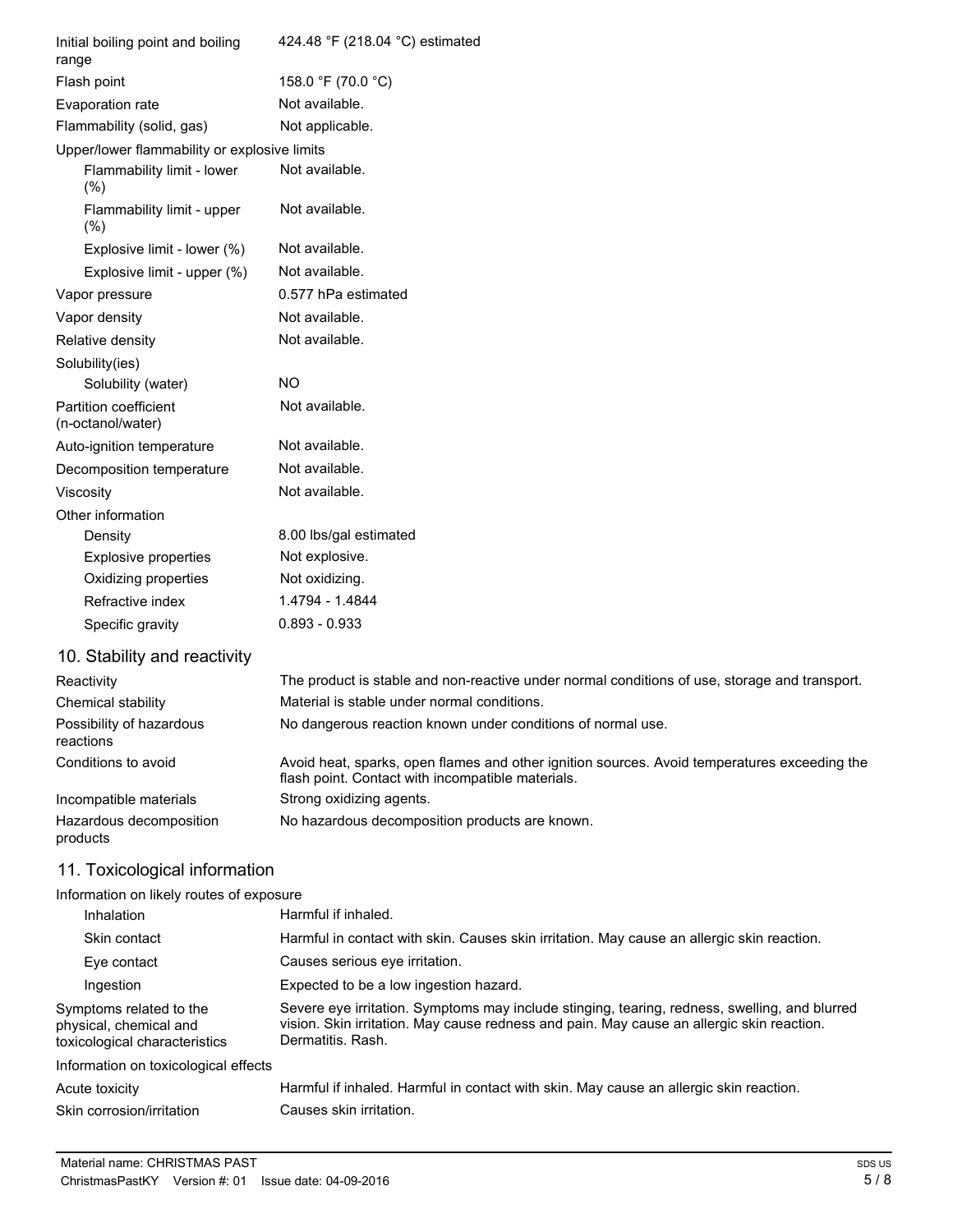| | |
|---|---|
| Initial boiling point and boiling range | 424.48 °F (218.04 °C) estimated |
| Flash point | 158.0 °F (70.0 °C) |
| Evaporation rate | Not available. |
| Flammability (solid, gas) | Not applicable. |
| Upper/lower flammability or explosive limits | |
| Flammability limit - lower (%) | Not available. |
| Flammability limit - upper (%) | Not available. |
| Explosive limit - lower (%) | Not available. |
| Explosive limit - upper (%) | Not available. |
| Vapor pressure | 0.577 hPa estimated |
| Vapor density | Not available. |
| Relative density | Not available. |
| Solubility(ies) | |
| Solubility (water) | NO |
| Partition coefficient (n-octanol/water) | Not available. |
| Auto-ignition temperature | Not available. |
| Decomposition temperature | Not available. |
| Viscosity | Not available. |
| Other information | |
| Density | 8.00 lbs/gal estimated |
| Explosive properties | Not explosive. |
| Oxidizing properties | Not oxidizing. |
| Refractive index | 1.4794 - 1.4844 |
| Specific gravity | 0.893 - 0.933 |

## 10. Stability and reactivity

| | |
|---|---|
| Reactivity | The product is stable and non-reactive under normal conditions of use, storage and transport. |
| Chemical stability | Material is stable under normal conditions. |
| Possibility of hazardous reactions | No dangerous reaction known under conditions of normal use. |
| Conditions to avoid | Avoid heat, sparks, open flames and other ignition sources. Avoid temperatures exceeding the flash point. Contact with incompatible materials. |
| Incompatible materials | Strong oxidizing agents. |
| Hazardous decomposition products | No hazardous decomposition products are known. |

## 11. Toxicological information

| | |
|---|---|
| Information on likely routes of exposure | |
| Inhalation | Harmful if inhaled. |
| Skin contact | Harmful in contact with skin. Causes skin irritation. May cause an allergic skin reaction. |
| Eye contact | Causes serious eye irritation. |
| Ingestion | Expected to be a low ingestion hazard. |
| Symptoms related to the physical, chemical and toxicological characteristics | Severe eye irritation. Symptoms may include stinging, tearing, redness, swelling, and blurred vision. Skin irritation. May cause redness and pain. May cause an allergic skin reaction. Dermatitis. Rash. |
| Information on toxicological effects | |
| Acute toxicity | Harmful if inhaled. Harmful in contact with skin. May cause an allergic skin reaction. |
| Skin corrosion/irritation | Causes skin irritation. |

Material name: CHRISTMAS PAST
ChristmasPastKY Version #: 01 Issue date: 04-09-2016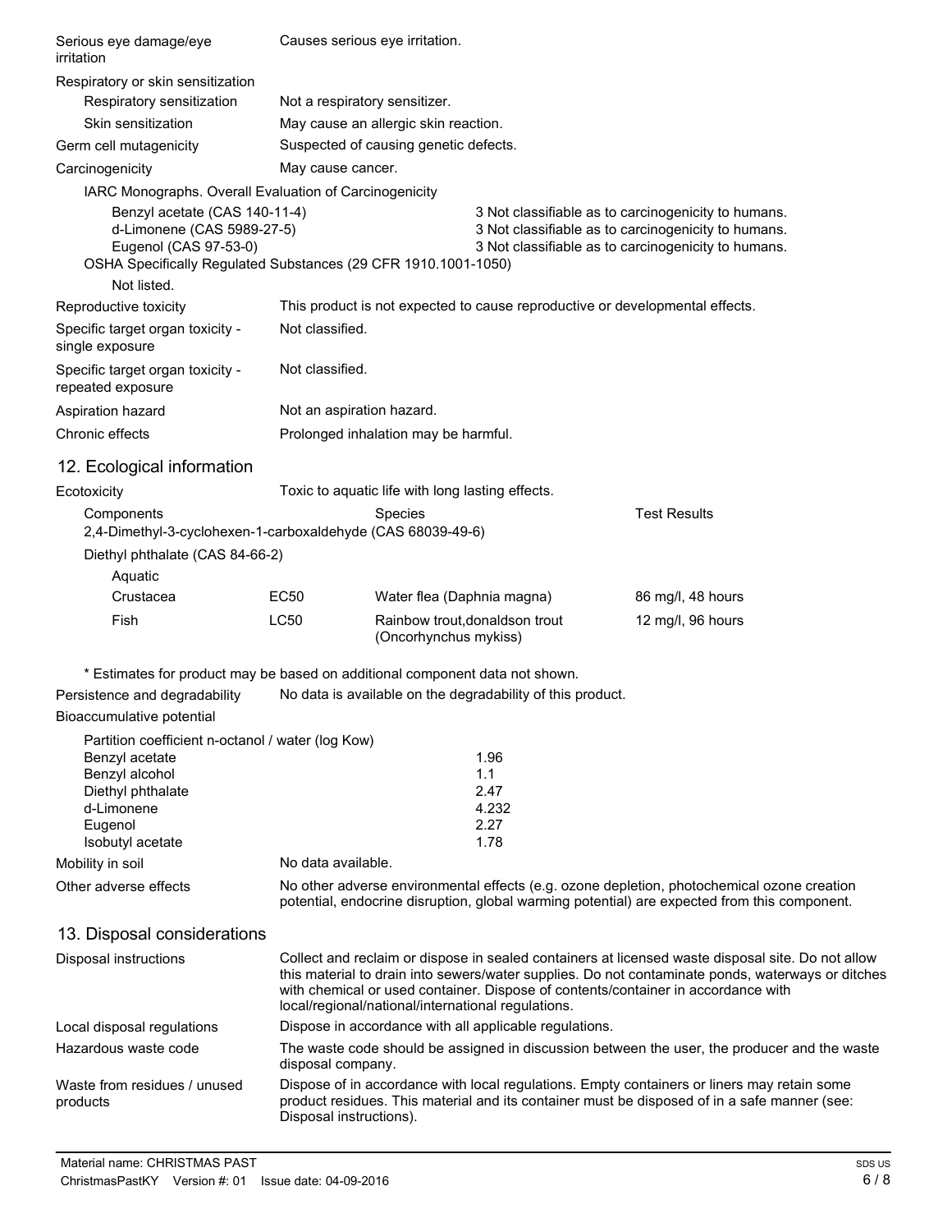| | |
|---|---|
| Serious eye damage/eye irritation | Causes serious eye irritation. |
| Respiratory or skin sensitization | |
| Respiratory sensitization | Not a respiratory sensitizer. |
| Skin sensitization | May cause an allergic skin reaction. |
| Germ cell mutagenicity | Suspected of causing genetic defects. |
| Carcinogenicity | May cause cancer. |

IARC Monographs. Overall Evaluation of Carcinogenicity

| | |
|---|---|
| Benzyl acetate (CAS 140-11-4) | 3 Not classifiable as to carcinogenicity to humans. |
| d-Limonene (CAS 5989-27-5) | 3 Not classifiable as to carcinogenicity to humans. |
| Eugenol (CAS 97-53-0) | 3 Not classifiable as to carcinogenicity to humans. |

OSHA Specifically Regulated Substances (29 CFR 1910.1001-1050)

Not listed.

| | |
|---|---|
| Reproductive toxicity | This product is not expected to cause reproductive or developmental effects. |
| Specific target organ toxicity - single exposure | Not classified. |
| Specific target organ toxicity - repeated exposure | Not classified. |
| Aspiration hazard | Not an aspiration hazard. |
| Chronic effects | Prolonged inhalation may be harmful. |

## 12. Ecological information

Ecotoxicity: Toxic to aquatic life with long lasting effects.

| Components | | Species | Test Results |
|---|---|---|---|
| 2,4-Dimethyl-3-cyclohexen-1-carboxaldehyde (CAS 68039-49-6) | | | |
| Diethyl phthalate (CAS 84-66-2) | | | |
| Aquatic | | | |
| Crustacea | EC50 | Water flea (Daphnia magna) | 86 mg/l, 48 hours |
| Fish | LC50 | Rainbow trout,donaldson trout (Oncorhynchus mykiss) | 12 mg/l, 96 hours |

\* Estimates for product may be based on additional component data not shown.

| | |
|---|---|
| Persistence and degradability | No data is available on the degradability of this product. |
| Bioaccumulative potential | |

Partition coefficient n-octanol / water (log Kow)

| | |
|---|---|
| Benzyl acetate | 1.96 |
| Benzyl alcohol | 1.1 |
| Diethyl phthalate | 2.47 |
| d-Limonene | 4.232 |
| Eugenol | 2.27 |
| Isobutyl acetate | 1.78 |

| | |
|---|---|
| Mobility in soil | No data available. |
| Other adverse effects | No other adverse environmental effects (e.g. ozone depletion, photochemical ozone creation potential, endocrine disruption, global warming potential) are expected from this component. |

## 13. Disposal considerations

| | |
|---|---|
| Disposal instructions | Collect and reclaim or dispose in sealed containers at licensed waste disposal site. Do not allow this material to drain into sewers/water supplies. Do not contaminate ponds, waterways or ditches with chemical or used container. Dispose of contents/container in accordance with local/regional/national/international regulations. |
| Local disposal regulations | Dispose in accordance with all applicable regulations. |
| Hazardous waste code | The waste code should be assigned in discussion between the user, the producer and the waste disposal company. |
| Waste from residues / unused products | Dispose of in accordance with local regulations. Empty containers or liners may retain some product residues. This material and its container must be disposed of in a safe manner (see: Disposal instructions). |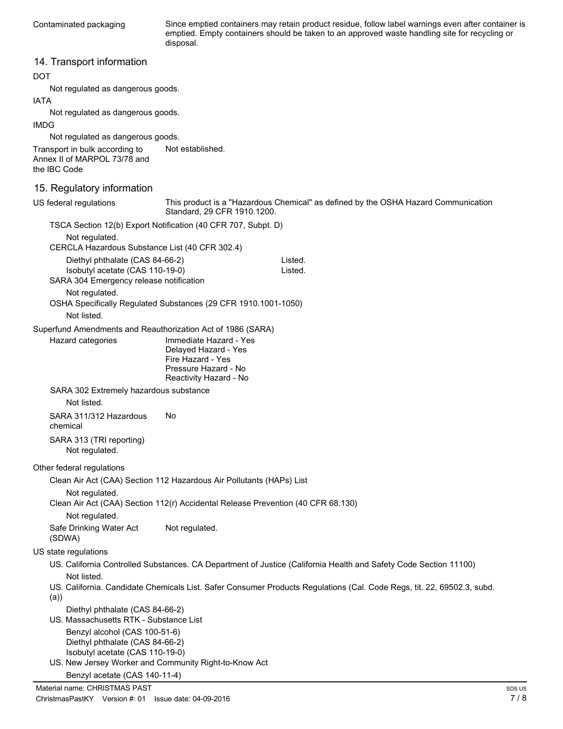Contaminated packaging — Since emptied containers may retain product residue, follow label warnings even after container is emptied. Empty containers should be taken to an approved waste handling site for recycling or disposal.

## 14. Transport information

**DOT**

Not regulated as dangerous goods.

**IATA**

Not regulated as dangerous goods.

**IMDG**

Not regulated as dangerous goods.

Transport in bulk according to Annex II of MARPOL 73/78 and the IBC Code — Not established.

## 15. Regulatory information

**US federal regulations** — This product is a "Hazardous Chemical" as defined by the OSHA Hazard Communication Standard, 29 CFR 1910.1200.

TSCA Section 12(b) Export Notification (40 CFR 707, Subpt. D)

Not regulated.

CERCLA Hazardous Substance List (40 CFR 302.4)

| | |
|---|---|
| Diethyl phthalate (CAS 84-66-2) | Listed. |
| Isobutyl acetate (CAS 110-19-0) | Listed. |

SARA 304 Emergency release notification

Not regulated.

OSHA Specifically Regulated Substances (29 CFR 1910.1001-1050)

Not listed.

**Superfund Amendments and Reauthorization Act of 1986 (SARA)**

Hazard categories:
- Immediate Hazard - Yes
- Delayed Hazard - Yes
- Fire Hazard - Yes
- Pressure Hazard - No
- Reactivity Hazard - No

SARA 302 Extremely hazardous substance

Not listed.

SARA 311/312 Hazardous chemical — No

SARA 313 (TRI reporting)

Not regulated.

**Other federal regulations**

Clean Air Act (CAA) Section 112 Hazardous Air Pollutants (HAPs) List

Not regulated.

Clean Air Act (CAA) Section 112(r) Accidental Release Prevention (40 CFR 68.130)

Not regulated.

Safe Drinking Water Act (SDWA) — Not regulated.

**US state regulations**

US. California Controlled Substances. CA Department of Justice (California Health and Safety Code Section 11100)

Not listed.

US. California. Candidate Chemicals List. Safer Consumer Products Regulations (Cal. Code Regs, tit. 22, 69502.3, subd. (a))

Diethyl phthalate (CAS 84-66-2)

US. Massachusetts RTK - Substance List

Benzyl alcohol (CAS 100-51-6)
Diethyl phthalate (CAS 84-66-2)
Isobutyl acetate (CAS 110-19-0)

US. New Jersey Worker and Community Right-to-Know Act

Benzyl acetate (CAS 140-11-4)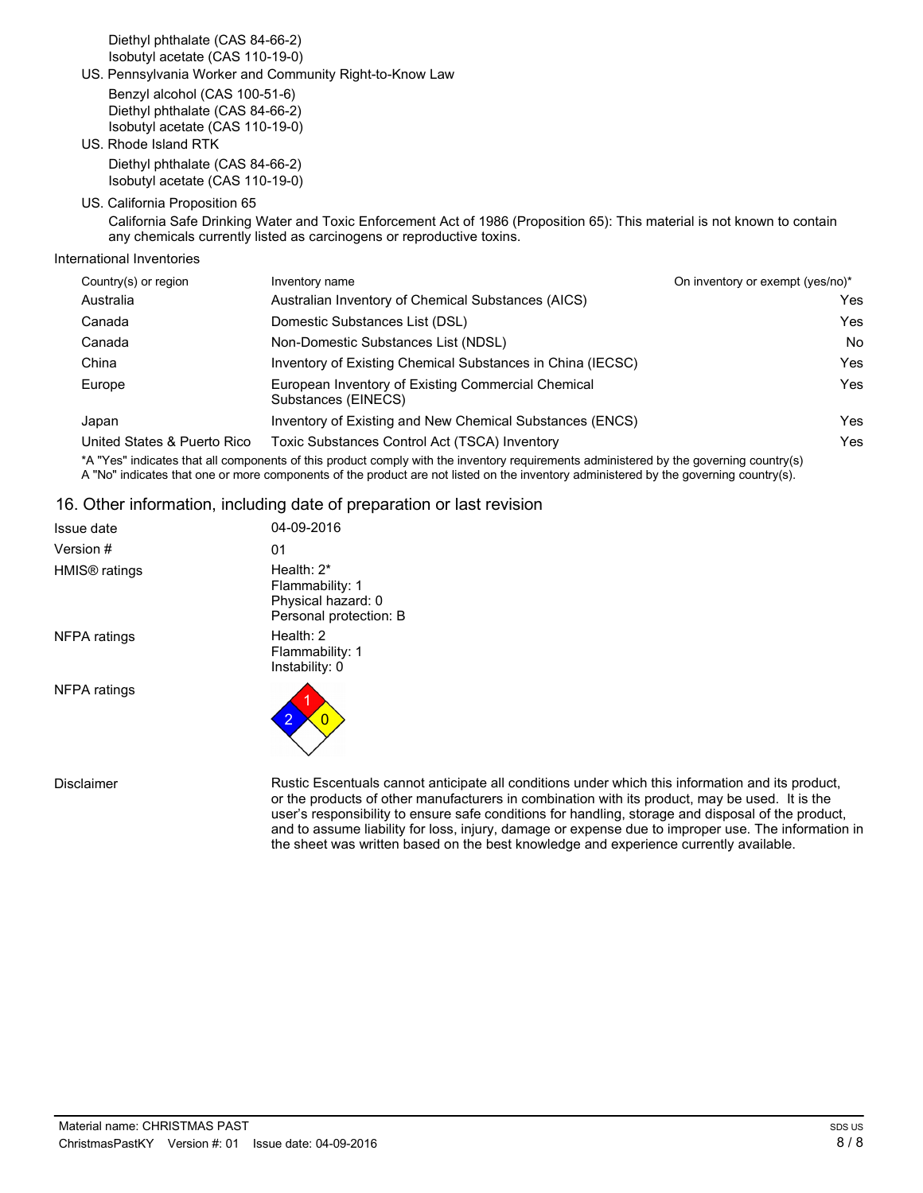Diethyl phthalate (CAS 84-66-2)
Isobutyl acetate (CAS 110-19-0)

US. Pennsylvania Worker and Community Right-to-Know Law

Benzyl alcohol (CAS 100-51-6)
Diethyl phthalate (CAS 84-66-2)
Isobutyl acetate (CAS 110-19-0)

US. Rhode Island RTK

Diethyl phthalate (CAS 84-66-2)
Isobutyl acetate (CAS 110-19-0)

US. California Proposition 65

California Safe Drinking Water and Toxic Enforcement Act of 1986 (Proposition 65): This material is not known to contain any chemicals currently listed as carcinogens or reproductive toxins.

International Inventories

| Country(s) or region | Inventory name | On inventory or exempt (yes/no)* |
|---|---|---|
| Australia | Australian Inventory of Chemical Substances (AICS) | Yes |
| Canada | Domestic Substances List (DSL) | Yes |
| Canada | Non-Domestic Substances List (NDSL) | No |
| China | Inventory of Existing Chemical Substances in China (IECSC) | Yes |
| Europe | European Inventory of Existing Commercial Chemical Substances (EINECS) | Yes |
| Japan | Inventory of Existing and New Chemical Substances (ENCS) | Yes |
| United States & Puerto Rico | Toxic Substances Control Act (TSCA) Inventory | Yes |

*A "Yes" indicates that all components of this product comply with the inventory requirements administered by the governing country(s)
A "No" indicates that one or more components of the product are not listed on the inventory administered by the governing country(s).

## 16. Other information, including date of preparation or last revision

| | |
|---|---|
| Issue date | 04-09-2016 |
| Version # | 01 |
| HMIS® ratings | Health: 2*<br>Flammability: 1<br>Physical hazard: 0<br>Personal protection: B |
| NFPA ratings | Health: 2<br>Flammability: 1<br>Instability: 0 |
| NFPA ratings | 1<br>2 0 |
| Disclaimer | Rustic Escentuals cannot anticipate all conditions under which this information and its product, or the products of other manufacturers in combination with its product, may be used. It is the user's responsibility to ensure safe conditions for handling, storage and disposal of the product, and to assume liability for loss, injury, damage or expense due to improper use. The information in the sheet was written based on the best knowledge and experience currently available. |